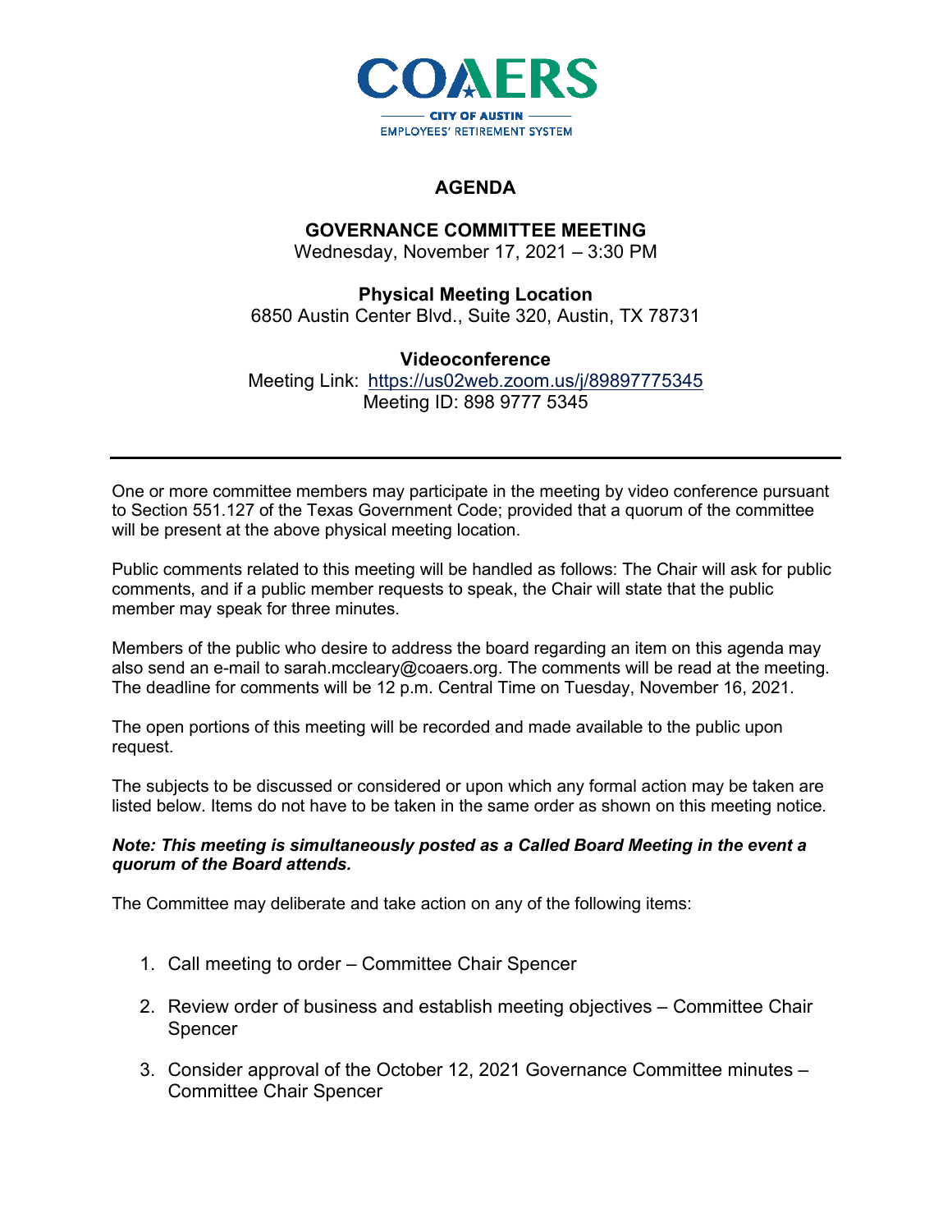COAERS

CITY OF AUSTIN
EMPLOYEES' RETIREMENT SYSTEM

# AGENDA

## GOVERNANCE COMMITTEE MEETING

Wednesday, November 17, 2021 – 3:30 PM

**Physical Meeting Location**
6850 Austin Center Blvd., Suite 320, Austin, TX 78731

**Videoconference**
Meeting Link: https://us02web.zoom.us/j/89897775345
Meeting ID: 898 9777 5345

---

One or more committee members may participate in the meeting by video conference pursuant to Section 551.127 of the Texas Government Code; provided that a quorum of the committee will be present at the above physical meeting location.

Public comments related to this meeting will be handled as follows: The Chair will ask for public comments, and if a public member requests to speak, the Chair will state that the public member may speak for three minutes.

Members of the public who desire to address the board regarding an item on this agenda may also send an e-mail to sarah.mccleary@coaers.org. The comments will be read at the meeting. The deadline for comments will be 12 p.m. Central Time on Tuesday, November 16, 2021.

The open portions of this meeting will be recorded and made available to the public upon request.

The subjects to be discussed or considered or upon which any formal action may be taken are listed below. Items do not have to be taken in the same order as shown on this meeting notice.

***Note: This meeting is simultaneously posted as a Called Board Meeting in the event a quorum of the Board attends.***

The Committee may deliberate and take action on any of the following items:

1. Call meeting to order – Committee Chair Spencer
2. Review order of business and establish meeting objectives – Committee Chair Spencer
3. Consider approval of the October 12, 2021 Governance Committee minutes – Committee Chair Spencer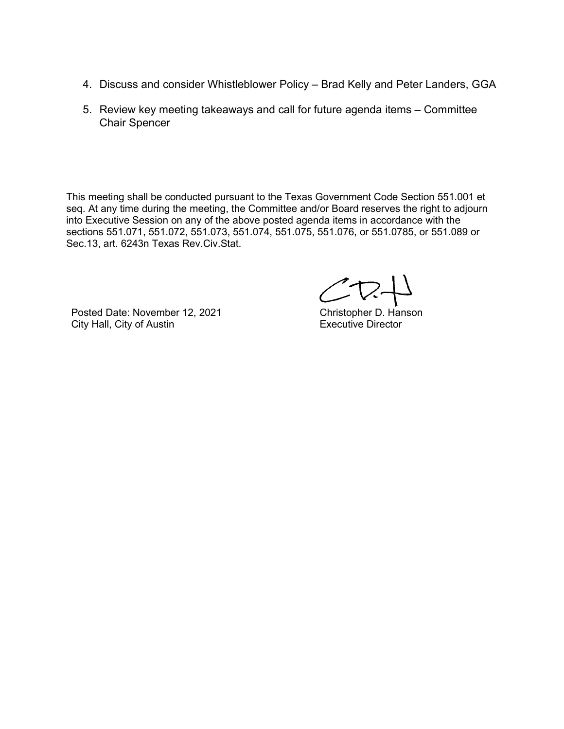4. Discuss and consider Whistleblower Policy – Brad Kelly and Peter Landers, GGA

5. Review key meeting takeaways and call for future agenda items – Committee Chair Spencer

This meeting shall be conducted pursuant to the Texas Government Code Section 551.001 et seq. At any time during the meeting, the Committee and/or Board reserves the right to adjourn into Executive Session on any of the above posted agenda items in accordance with the sections 551.071, 551.072, 551.073, 551.074, 551.075, 551.076, or 551.0785, or 551.089 or Sec.13, art. 6243n Texas Rev.Civ.Stat.

Posted Date: November 12, 2021
City Hall, City of Austin

Christopher D. Hanson
Executive Director